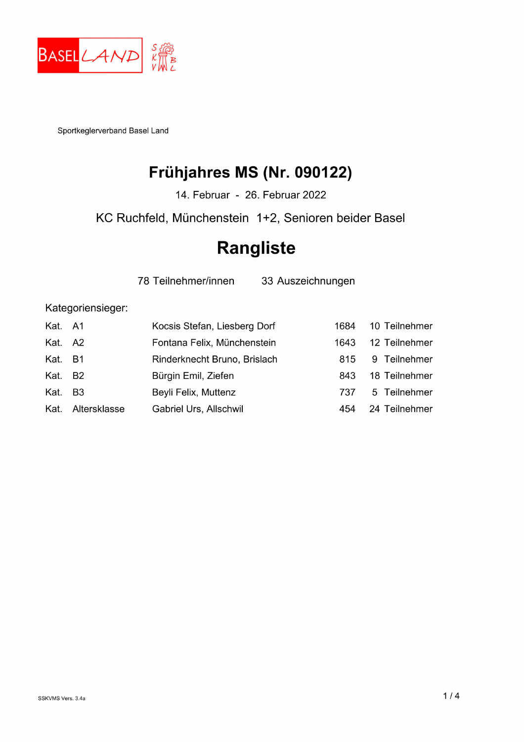Sportkeglerverband Basel Land

# Frühjahres MS (Nr. 090122)

14. Februar - 26. Februar 2022

KC Ruchfeld, Münchenstein 1+2, Senioren beider Basel

# Rangliste

78 Teilnehmer/innen 33 Auszeichnungen

Kategoriensieger:

| Kat. | | Sieger | Resultat | Teilnehmer |
|---|---|---|---|---|
| Kat. | A1 | Kocsis Stefan, Liesberg Dorf | 1684 | 10 Teilnehmer |
| Kat. | A2 | Fontana Felix, Münchenstein | 1643 | 12 Teilnehmer |
| Kat. | B1 | Rinderknecht Bruno, Brislach | 815 | 9 Teilnehmer |
| Kat. | B2 | Bürgin Emil, Ziefen | 843 | 18 Teilnehmer |
| Kat. | B3 | Beyli Felix, Muttenz | 737 | 5 Teilnehmer |
| Kat. | Altersklasse | Gabriel Urs, Allschwil | 454 | 24 Teilnehmer |

SSKVMS Vers. 3.4a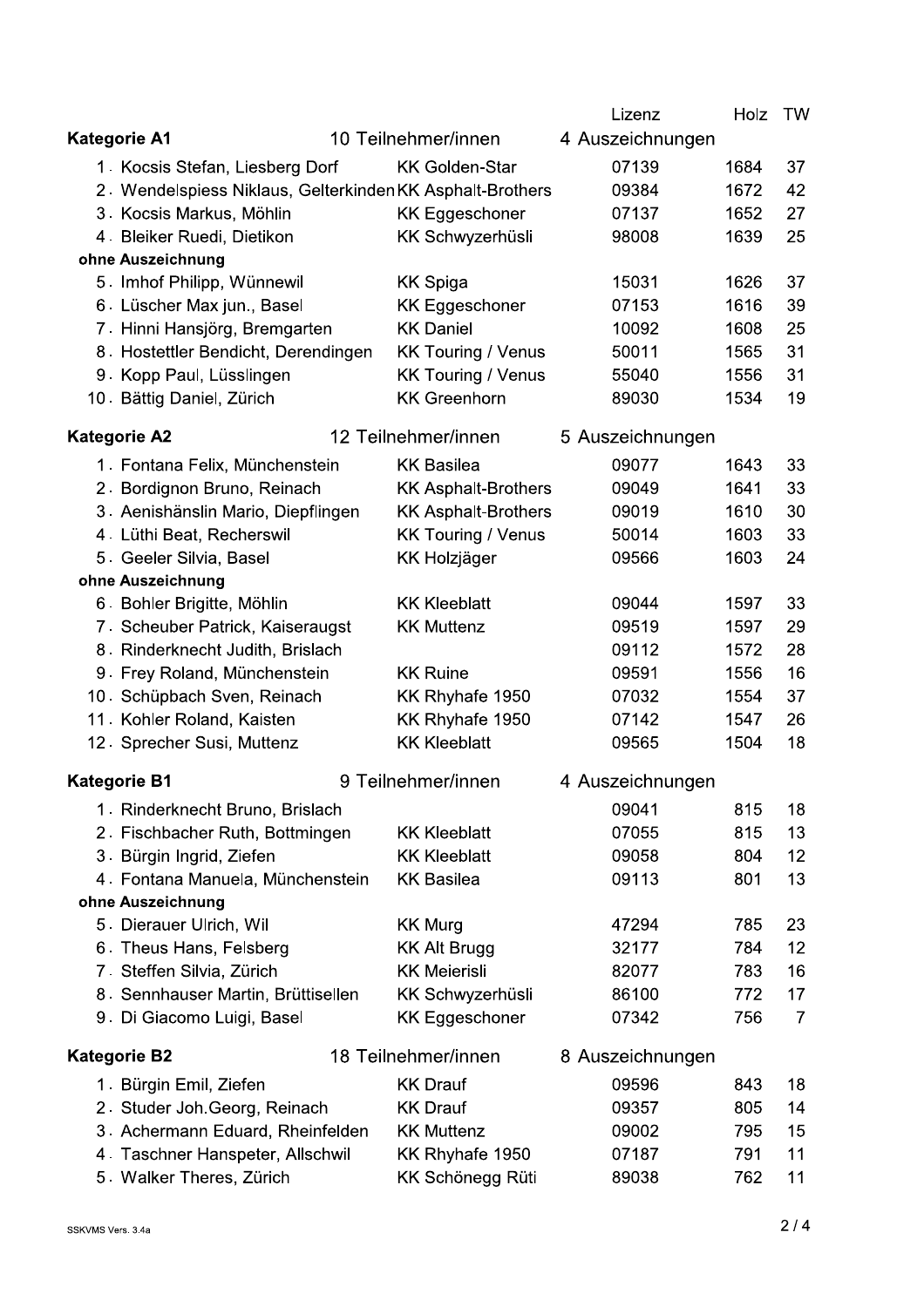| | | | Lizenz | Holz | TW |
|---|---|---|---|---|---|
| **Kategorie A1** | 10 Teilnehmer/innen | 4 Auszeichnungen | | | |
| 1. | Kocsis Stefan, Liesberg Dorf | KK Golden-Star | 07139 | 1684 | 37 |
| 2. | Wendelspiess Niklaus, Gelterkinden | KK Asphalt-Brothers | 09384 | 1672 | 42 |
| 3. | Kocsis Markus, Möhlin | KK Eggeschoner | 07137 | 1652 | 27 |
| 4. | Bleiker Ruedi, Dietikon | KK Schwyzerhüsli | 98008 | 1639 | 25 |
| **ohne Auszeichnung** | | | | | |
| 5. | Imhof Philipp, Wünnewil | KK Spiga | 15031 | 1626 | 37 |
| 6. | Lüscher Max jun., Basel | KK Eggeschoner | 07153 | 1616 | 39 |
| 7. | Hinni Hansjörg, Bremgarten | KK Daniel | 10092 | 1608 | 25 |
| 8. | Hostettler Bendicht, Derendingen | KK Touring / Venus | 50011 | 1565 | 31 |
| 9. | Kopp Paul, Lüsslingen | KK Touring / Venus | 55040 | 1556 | 31 |
| 10. | Bättig Daniel, Zürich | KK Greenhorn | 89030 | 1534 | 19 |
| **Kategorie A2** | 12 Teilnehmer/innen | 5 Auszeichnungen | | | |
| 1. | Fontana Felix, Münchenstein | KK Basilea | 09077 | 1643 | 33 |
| 2. | Bordignon Bruno, Reinach | KK Asphalt-Brothers | 09049 | 1641 | 33 |
| 3. | Aenishänslin Mario, Diepflingen | KK Asphalt-Brothers | 09019 | 1610 | 30 |
| 4. | Lüthi Beat, Recherswil | KK Touring / Venus | 50014 | 1603 | 33 |
| 5. | Geeler Silvia, Basel | KK Holzjäger | 09566 | 1603 | 24 |
| **ohne Auszeichnung** | | | | | |
| 6. | Bohler Brigitte, Möhlin | KK Kleeblatt | 09044 | 1597 | 33 |
| 7. | Scheuber Patrick, Kaiseraugst | KK Muttenz | 09519 | 1597 | 29 |
| 8. | Rinderknecht Judith, Brislach | | 09112 | 1572 | 28 |
| 9. | Frey Roland, Münchenstein | KK Ruine | 09591 | 1556 | 16 |
| 10. | Schüpbach Sven, Reinach | KK Rhyhafe 1950 | 07032 | 1554 | 37 |
| 11. | Kohler Roland, Kaisten | KK Rhyhafe 1950 | 07142 | 1547 | 26 |
| 12. | Sprecher Susi, Muttenz | KK Kleeblatt | 09565 | 1504 | 18 |
| **Kategorie B1** | 9 Teilnehmer/innen | 4 Auszeichnungen | | | |
| 1. | Rinderknecht Bruno, Brislach | | 09041 | 815 | 18 |
| 2. | Fischbacher Ruth, Bottmingen | KK Kleeblatt | 07055 | 815 | 13 |
| 3. | Bürgin Ingrid, Ziefen | KK Kleeblatt | 09058 | 804 | 12 |
| 4. | Fontana Manuela, Münchenstein | KK Basilea | 09113 | 801 | 13 |
| **ohne Auszeichnung** | | | | | |
| 5. | Dierauer Ulrich, Wil | KK Murg | 47294 | 785 | 23 |
| 6. | Theus Hans, Felsberg | KK Alt Brugg | 32177 | 784 | 12 |
| 7. | Steffen Silvia, Zürich | KK Meierisli | 82077 | 783 | 16 |
| 8. | Sennhauser Martin, Brüttisellen | KK Schwyzerhüsli | 86100 | 772 | 17 |
| 9. | Di Giacomo Luigi, Basel | KK Eggeschoner | 07342 | 756 | 7 |
| **Kategorie B2** | 18 Teilnehmer/innen | 8 Auszeichnungen | | | |
| 1. | Bürgin Emil, Ziefen | KK Drauf | 09596 | 843 | 18 |
| 2. | Studer Joh.Georg, Reinach | KK Drauf | 09357 | 805 | 14 |
| 3. | Achermann Eduard, Rheinfelden | KK Muttenz | 09002 | 795 | 15 |
| 4. | Taschner Hanspeter, Allschwil | KK Rhyhafe 1950 | 07187 | 791 | 11 |
| 5. | Walker Theres, Zürich | KK Schönegg Rüti | 89038 | 762 | 11 |

SSKVMS Vers. 3.4a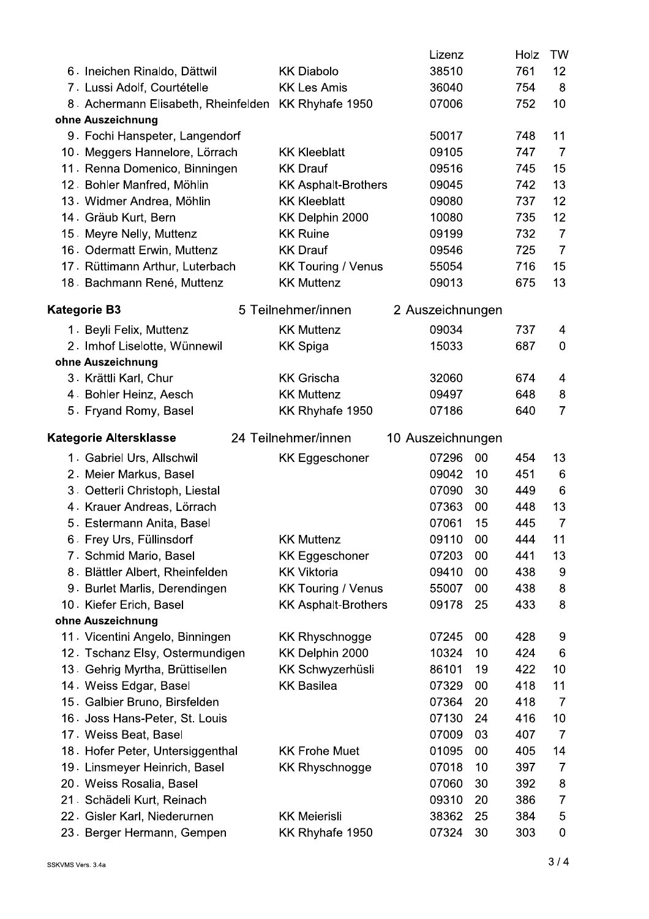| | | Lizenz | | Holz | TW |
|---|---|---|---|---|---|
| 6. Ineichen Rinaldo, Dättwil | KK Diabolo | 38510 | | 761 | 12 |
| 7. Lussi Adolf, Courtételle | KK Les Amis | 36040 | | 754 | 8 |
| 8. Achermann Elisabeth, Rheinfelden | KK Rhyhafe 1950 | 07006 | | 752 | 10 |
| **ohne Auszeichnung** | | | | | |
| 9. Fochi Hanspeter, Langendorf | | 50017 | | 748 | 11 |
| 10. Meggers Hannelore, Lörrach | KK Kleeblatt | 09105 | | 747 | 7 |
| 11. Renna Domenico, Binningen | KK Drauf | 09516 | | 745 | 15 |
| 12. Bohler Manfred, Möhlin | KK Asphalt-Brothers | 09045 | | 742 | 13 |
| 13. Widmer Andrea, Möhlin | KK Kleeblatt | 09080 | | 737 | 12 |
| 14. Gräub Kurt, Bern | KK Delphin 2000 | 10080 | | 735 | 12 |
| 15. Meyre Nelly, Muttenz | KK Ruine | 09199 | | 732 | 7 |
| 16. Odermatt Erwin, Muttenz | KK Drauf | 09546 | | 725 | 7 |
| 17. Rüttimann Arthur, Luterbach | KK Touring / Venus | 55054 | | 716 | 15 |
| 18. Bachmann René, Muttenz | KK Muttenz | 09013 | | 675 | 13 |

**Kategorie B3** — 5 Teilnehmer/innen — 2 Auszeichnungen

| | | Lizenz | | Holz | TW |
|---|---|---|---|---|---|
| 1. Beyli Felix, Muttenz | KK Muttenz | 09034 | | 737 | 4 |
| 2. Imhof Liselotte, Wünnewil | KK Spiga | 15033 | | 687 | 0 |
| **ohne Auszeichnung** | | | | | |
| 3. Krättli Karl, Chur | KK Grischa | 32060 | | 674 | 4 |
| 4. Bohler Heinz, Aesch | KK Muttenz | 09497 | | 648 | 8 |
| 5. Fryand Romy, Basel | KK Rhyhafe 1950 | 07186 | | 640 | 7 |

**Kategorie Altersklasse** — 24 Teilnehmer/innen — 10 Auszeichnungen

| | | Lizenz | | Holz | TW |
|---|---|---|---|---|---|
| 1. Gabriel Urs, Allschwil | KK Eggeschoner | 07296 | 00 | 454 | 13 |
| 2. Meier Markus, Basel | | 09042 | 10 | 451 | 6 |
| 3. Oetterli Christoph, Liestal | | 07090 | 30 | 449 | 6 |
| 4. Krauer Andreas, Lörrach | | 07363 | 00 | 448 | 13 |
| 5. Estermann Anita, Basel | | 07061 | 15 | 445 | 7 |
| 6. Frey Urs, Füllinsdorf | KK Muttenz | 09110 | 00 | 444 | 11 |
| 7. Schmid Mario, Basel | KK Eggeschoner | 07203 | 00 | 441 | 13 |
| 8. Blättler Albert, Rheinfelden | KK Viktoria | 09410 | 00 | 438 | 9 |
| 9. Burlet Marlis, Derendingen | KK Touring / Venus | 55007 | 00 | 438 | 8 |
| 10. Kiefer Erich, Basel | KK Asphalt-Brothers | 09178 | 25 | 433 | 8 |
| **ohne Auszeichnung** | | | | | |
| 11. Vicentini Angelo, Binningen | KK Rhyschnogge | 07245 | 00 | 428 | 9 |
| 12. Tschanz Elsy, Ostermundigen | KK Delphin 2000 | 10324 | 10 | 424 | 6 |
| 13. Gehrig Myrtha, Brüttisellen | KK Schwyzerhüsli | 86101 | 19 | 422 | 10 |
| 14. Weiss Edgar, Basel | KK Basilea | 07329 | 00 | 418 | 11 |
| 15. Galbier Bruno, Birsfelden | | 07364 | 20 | 418 | 7 |
| 16. Joss Hans-Peter, St. Louis | | 07130 | 24 | 416 | 10 |
| 17. Weiss Beat, Basel | | 07009 | 03 | 407 | 7 |
| 18. Hofer Peter, Untersiggenthal | KK Frohe Muet | 01095 | 00 | 405 | 14 |
| 19. Linsmeyer Heinrich, Basel | KK Rhyschnogge | 07018 | 10 | 397 | 7 |
| 20. Weiss Rosalia, Basel | | 07060 | 30 | 392 | 8 |
| 21. Schädeli Kurt, Reinach | | 09310 | 20 | 386 | 7 |
| 22. Gisler Karl, Niederurnen | KK Meierisli | 38362 | 25 | 384 | 5 |
| 23. Berger Hermann, Gempen | KK Rhyhafe 1950 | 07324 | 30 | 303 | 0 |

SSKVMS Vers. 3.4a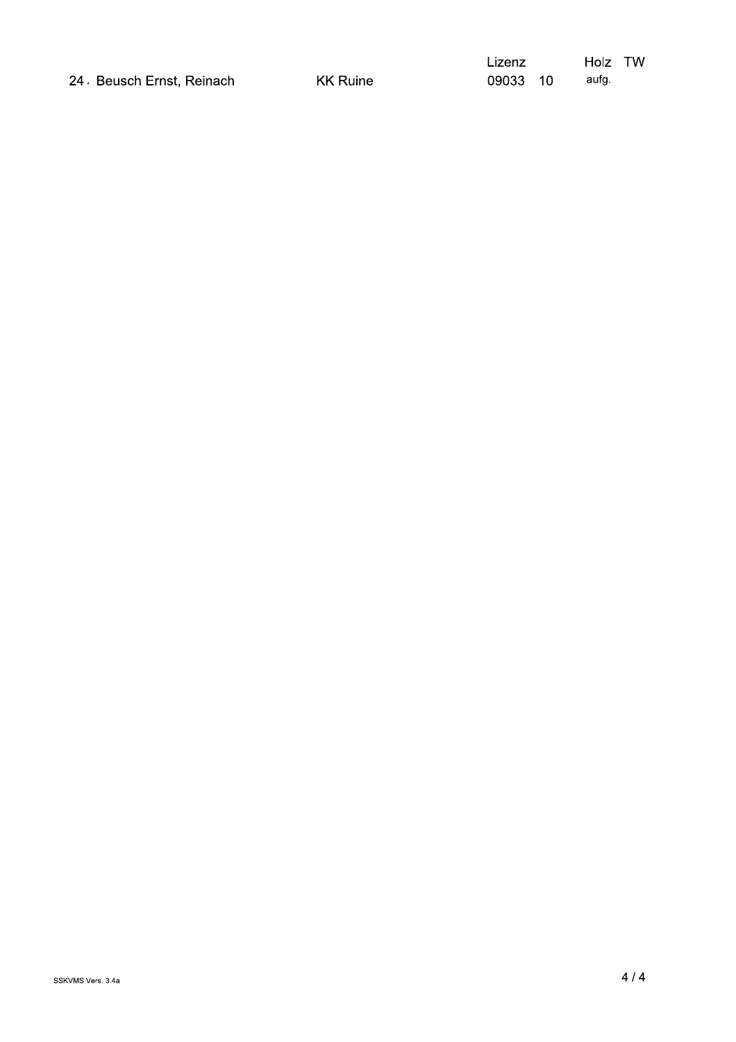| | | | Lizenz | | Holz | TW |
|---|---|---|---|---|---|---|
| 24 . | Beusch Ernst, Reinach | KK Ruine | 09033 | 10 | aufg. | |

SSKVMS Vers. 3.4a